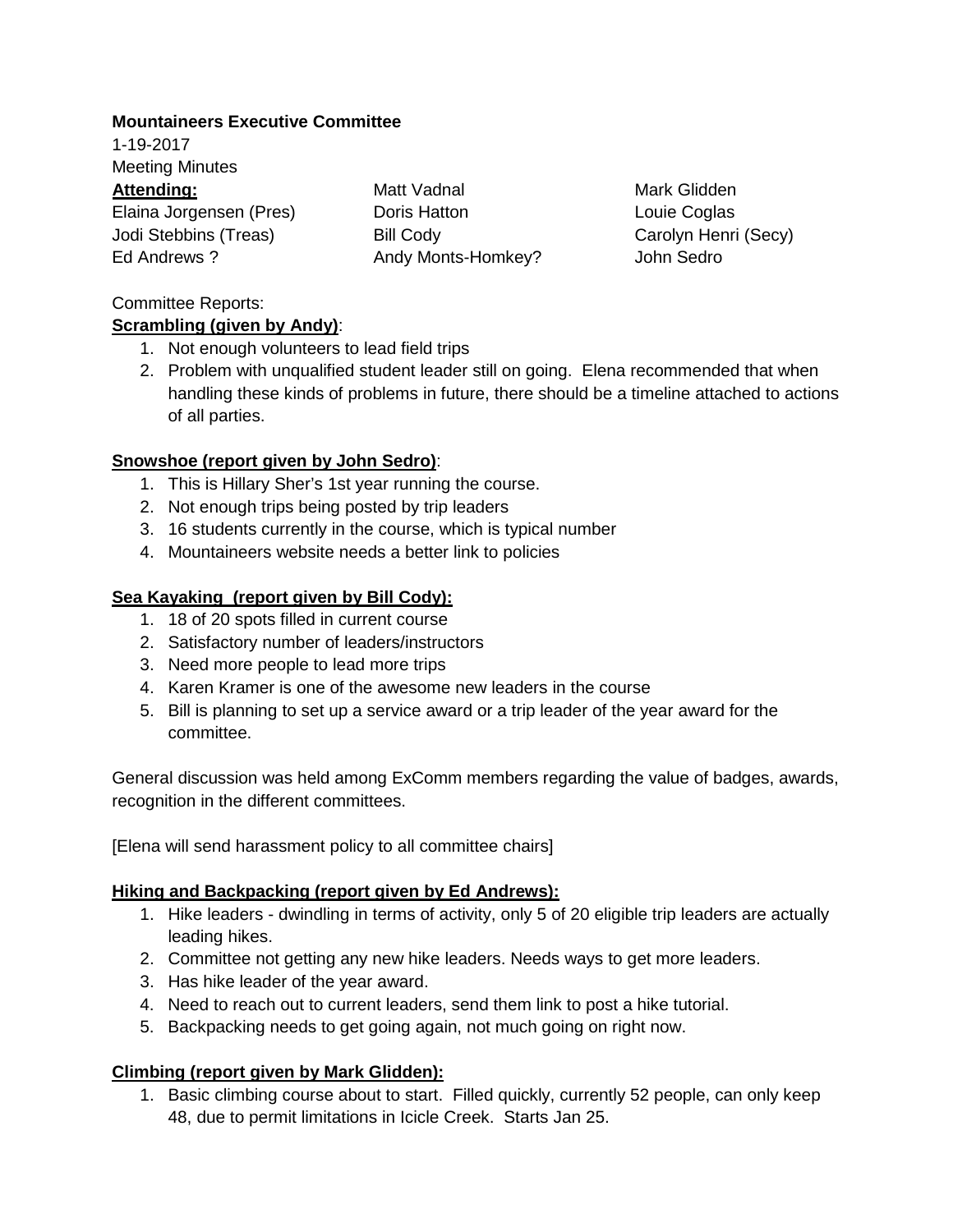**Mountaineers Executive Committee**

1-19-2017

Meeting Minutes

**Attending:**

| | | |
|---|---|---|
| | Matt Vadnal | Mark Glidden |
| Elaina Jorgensen (Pres) | Doris Hatton | Louie Coglas |
| Jodi Stebbins (Treas) | Bill Cody | Carolyn Henri (Secy) |
| Ed Andrews ? | Andy Monts-Homkey? | John Sedro |

Committee Reports:

**Scrambling (given by Andy)**:

1. Not enough volunteers to lead field trips
2. Problem with unqualified student leader still on going. Elena recommended that when handling these kinds of problems in future, there should be a timeline attached to actions of all parties.

**Snowshoe (report given by John Sedro)**:

1. This is Hillary Sher's 1st year running the course.
2. Not enough trips being posted by trip leaders
3. 16 students currently in the course, which is typical number
4. Mountaineers website needs a better link to policies

**Sea Kayaking (report given by Bill Cody):**

1. 18 of 20 spots filled in current course
2. Satisfactory number of leaders/instructors
3. Need more people to lead more trips
4. Karen Kramer is one of the awesome new leaders in the course
5. Bill is planning to set up a service award or a trip leader of the year award for the committee.

General discussion was held among ExComm members regarding the value of badges, awards, recognition in the different committees.

[Elena will send harassment policy to all committee chairs]

**Hiking and Backpacking (report given by Ed Andrews):**

1. Hike leaders - dwindling in terms of activity, only 5 of 20 eligible trip leaders are actually leading hikes.
2. Committee not getting any new hike leaders. Needs ways to get more leaders.
3. Has hike leader of the year award.
4. Need to reach out to current leaders, send them link to post a hike tutorial.
5. Backpacking needs to get going again, not much going on right now.

**Climbing (report given by Mark Glidden):**

1. Basic climbing course about to start. Filled quickly, currently 52 people, can only keep 48, due to permit limitations in Icicle Creek. Starts Jan 25.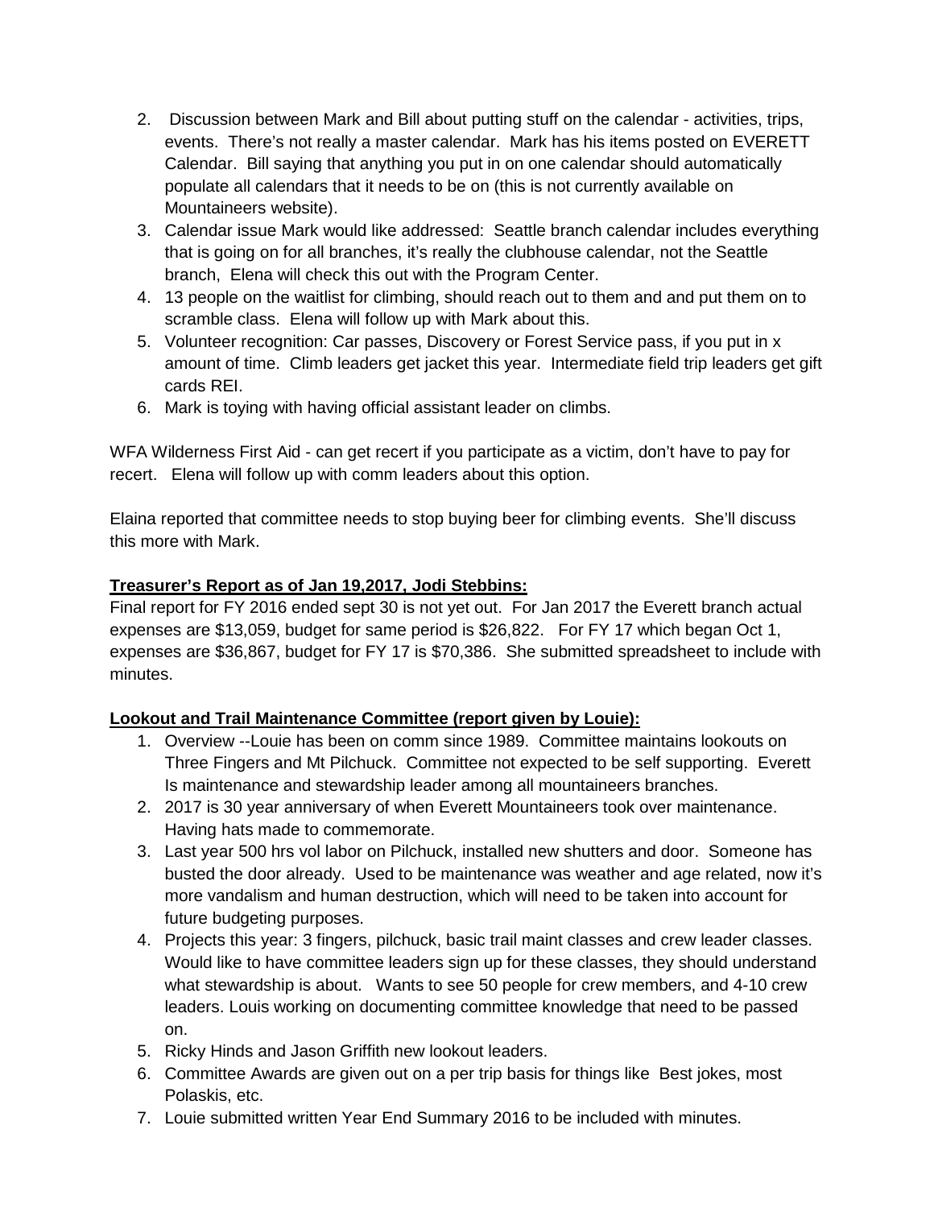2. Discussion between Mark and Bill about putting stuff on the calendar - activities, trips, events. There's not really a master calendar. Mark has his items posted on EVERETT Calendar. Bill saying that anything you put in on one calendar should automatically populate all calendars that it needs to be on (this is not currently available on Mountaineers website).
3. Calendar issue Mark would like addressed: Seattle branch calendar includes everything that is going on for all branches, it's really the clubhouse calendar, not the Seattle branch, Elena will check this out with the Program Center.
4. 13 people on the waitlist for climbing, should reach out to them and and put them on to scramble class. Elena will follow up with Mark about this.
5. Volunteer recognition: Car passes, Discovery or Forest Service pass, if you put in x amount of time. Climb leaders get jacket this year. Intermediate field trip leaders get gift cards REI.
6. Mark is toying with having official assistant leader on climbs.

WFA Wilderness First Aid - can get recert if you participate as a victim, don't have to pay for recert. Elena will follow up with comm leaders about this option.

Elaina reported that committee needs to stop buying beer for climbing events. She'll discuss this more with Mark.

**Treasurer's Report as of Jan 19,2017, Jodi Stebbins:**

Final report for FY 2016 ended sept 30 is not yet out. For Jan 2017 the Everett branch actual expenses are $13,059, budget for same period is $26,822. For FY 17 which began Oct 1, expenses are $36,867, budget for FY 17 is $70,386. She submitted spreadsheet to include with minutes.

**Lookout and Trail Maintenance Committee (report given by Louie):**

1. Overview --Louie has been on comm since 1989. Committee maintains lookouts on Three Fingers and Mt Pilchuck. Committee not expected to be self supporting. Everett Is maintenance and stewardship leader among all mountaineers branches.
2. 2017 is 30 year anniversary of when Everett Mountaineers took over maintenance. Having hats made to commemorate.
3. Last year 500 hrs vol labor on Pilchuck, installed new shutters and door. Someone has busted the door already. Used to be maintenance was weather and age related, now it's more vandalism and human destruction, which will need to be taken into account for future budgeting purposes.
4. Projects this year: 3 fingers, pilchuck, basic trail maint classes and crew leader classes. Would like to have committee leaders sign up for these classes, they should understand what stewardship is about. Wants to see 50 people for crew members, and 4-10 crew leaders. Louis working on documenting committee knowledge that need to be passed on.
5. Ricky Hinds and Jason Griffith new lookout leaders.
6. Committee Awards are given out on a per trip basis for things like Best jokes, most Polaskis, etc.
7. Louie submitted written Year End Summary 2016 to be included with minutes.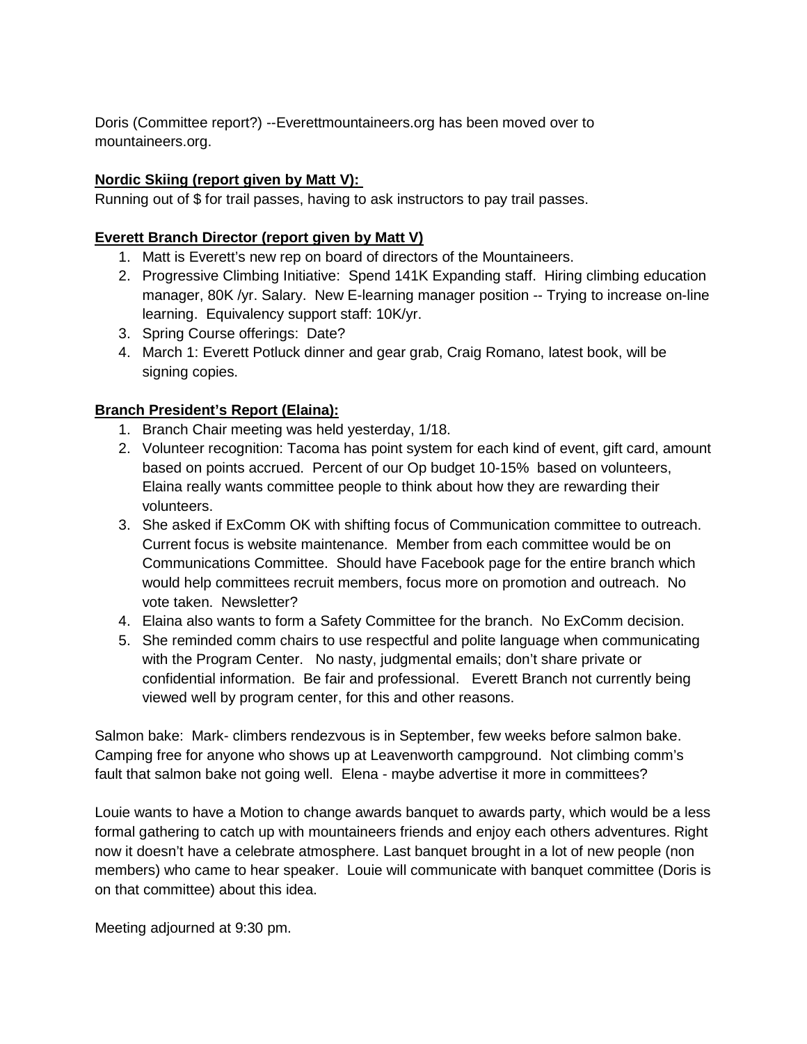Doris (Committee report?) --Everettmountaineers.org has been moved over to mountaineers.org.

**Nordic Skiing (report given by Matt V):**

Running out of $ for trail passes, having to ask instructors to pay trail passes.

**Everett Branch Director (report given by Matt V)**

1. Matt is Everett's new rep on board of directors of the Mountaineers.
2. Progressive Climbing Initiative: Spend 141K Expanding staff. Hiring climbing education manager, 80K /yr. Salary. New E-learning manager position -- Trying to increase on-line learning. Equivalency support staff: 10K/yr.
3. Spring Course offerings: Date?
4. March 1: Everett Potluck dinner and gear grab, Craig Romano, latest book, will be signing copies.

**Branch President's Report (Elaina):**

1. Branch Chair meeting was held yesterday, 1/18.
2. Volunteer recognition: Tacoma has point system for each kind of event, gift card, amount based on points accrued. Percent of our Op budget 10-15% based on volunteers, Elaina really wants committee people to think about how they are rewarding their volunteers.
3. She asked if ExComm OK with shifting focus of Communication committee to outreach. Current focus is website maintenance. Member from each committee would be on Communications Committee. Should have Facebook page for the entire branch which would help committees recruit members, focus more on promotion and outreach. No vote taken. Newsletter?
4. Elaina also wants to form a Safety Committee for the branch. No ExComm decision.
5. She reminded comm chairs to use respectful and polite language when communicating with the Program Center. No nasty, judgmental emails; don't share private or confidential information. Be fair and professional. Everett Branch not currently being viewed well by program center, for this and other reasons.

Salmon bake: Mark- climbers rendezvous is in September, few weeks before salmon bake. Camping free for anyone who shows up at Leavenworth campground. Not climbing comm's fault that salmon bake not going well. Elena - maybe advertise it more in committees?

Louie wants to have a Motion to change awards banquet to awards party, which would be a less formal gathering to catch up with mountaineers friends and enjoy each others adventures. Right now it doesn't have a celebrate atmosphere. Last banquet brought in a lot of new people (non members) who came to hear speaker. Louie will communicate with banquet committee (Doris is on that committee) about this idea.

Meeting adjourned at 9:30 pm.